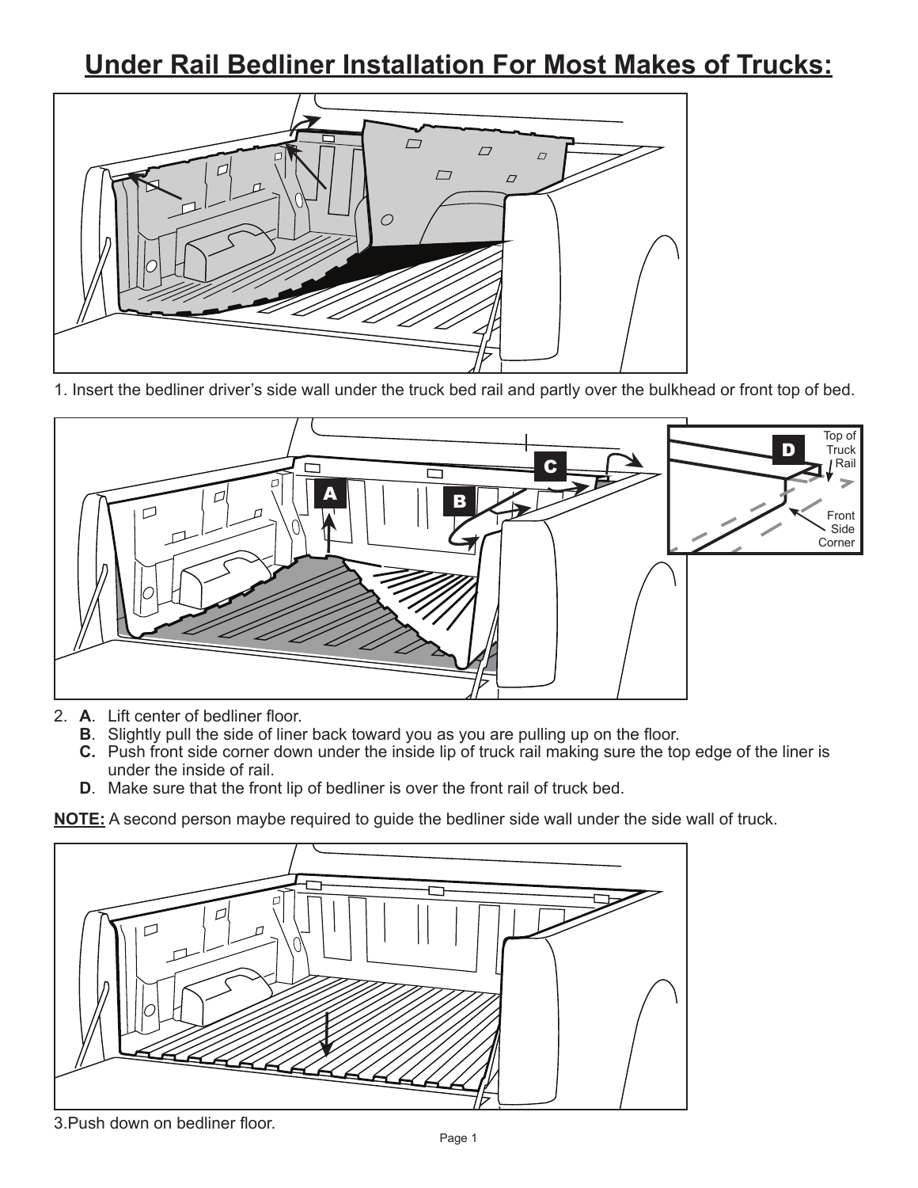# Under Rail Bedliner Installation For Most Makes of Trucks:

1. Insert the bedliner driver's side wall under the truck bed rail and partly over the bulkhead or front top of bed.

2. **A**. Lift center of bedliner floor.
   **B**. Slightly pull the side of liner back toward you as you are pulling up on the floor.
   **C.** Push front side corner down under the inside lip of truck rail making sure the top edge of the liner is under the inside of rail.
   **D**. Make sure that the front lip of bedliner is over the front rail of truck bed.

**NOTE:** A second person maybe required to guide the bedliner side wall under the side wall of truck.

3.Push down on bedliner floor.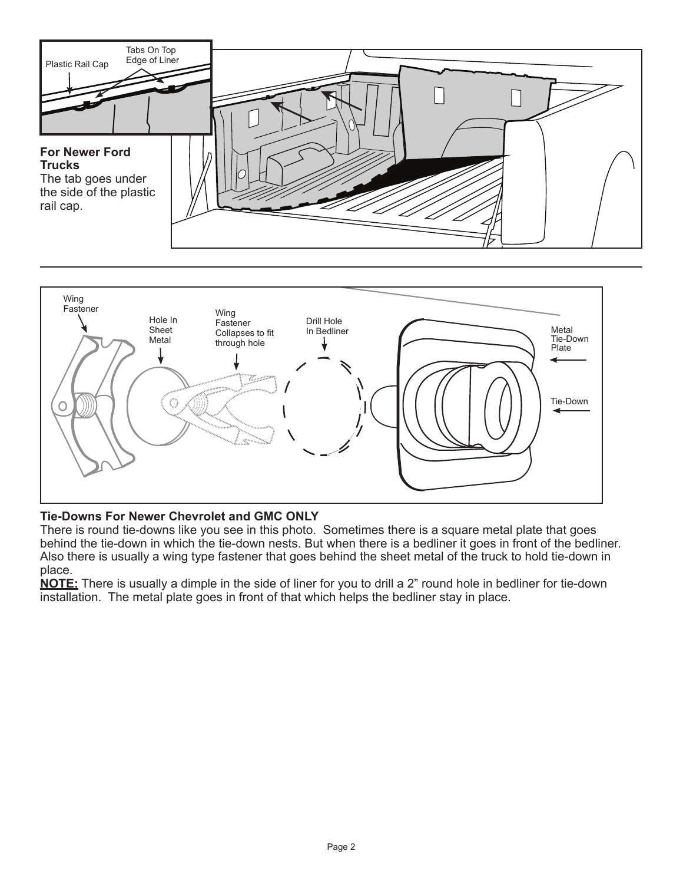Plastic Rail Cap

Tabs On Top Edge of Liner

**For Newer Ford Trucks**
The tab goes under the side of the plastic rail cap.

Wing Fastener

Hole In Sheet Metal

Wing Fastener Collapses to fit through hole

Drill Hole In Bedliner

Metal Tie-Down Plate

Tie-Down

**Tie-Downs For Newer Chevrolet and GMC ONLY**
There is round tie-downs like you see in this photo. Sometimes there is a square metal plate that goes behind the tie-down in which the tie-down nests. But when there is a bedliner it goes in front of the bedliner. Also there is usually a wing type fastener that goes behind the sheet metal of the truck to hold tie-down in place.
**NOTE:** There is usually a dimple in the side of liner for you to drill a 2" round hole in bedliner for tie-down installation. The metal plate goes in front of that which helps the bedliner stay in place.